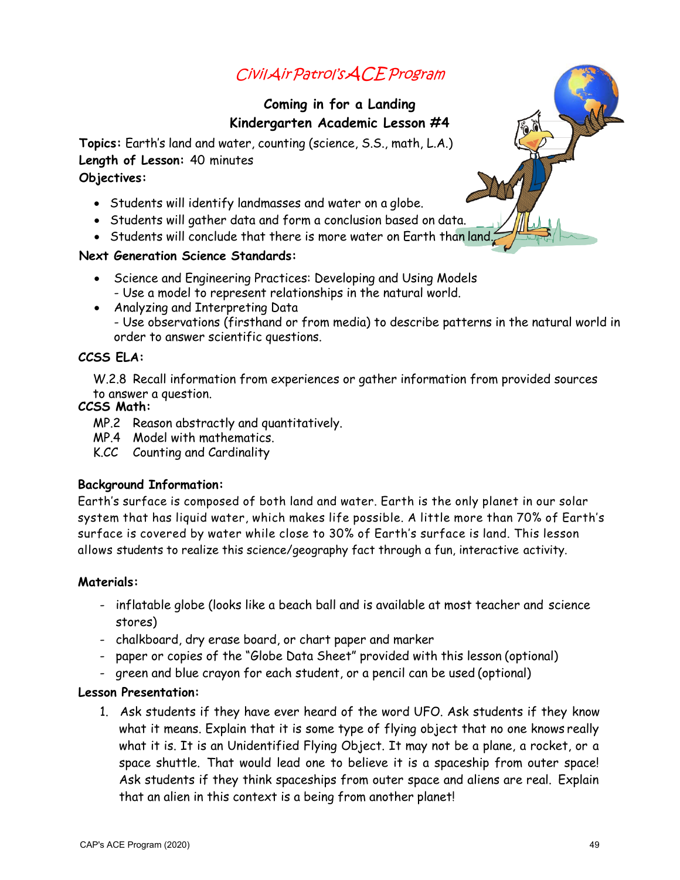*Civil Air Patrol's ACE Program*

## Coming in for a Landing
## Kindergarten Academic Lesson #4

**Topics:** Earth's land and water, counting (science, S.S., math, L.A.)
**Length of Lesson:** 40 minutes
**Objectives:**

- Students will identify landmasses and water on a globe.
- Students will gather data and form a conclusion based on data.
- Students will conclude that there is more water on Earth than land.

**Next Generation Science Standards:**

- Science and Engineering Practices: Developing and Using Models
  - Use a model to represent relationships in the natural world.
- Analyzing and Interpreting Data
  - Use observations (firsthand or from media) to describe patterns in the natural world in order to answer scientific questions.

**CCSS ELA:**

W.2.8 Recall information from experiences or gather information from provided sources to answer a question.

**CCSS Math:**

MP.2 Reason abstractly and quantitatively.
MP.4 Model with mathematics.
K.CC Counting and Cardinality

**Background Information:**

Earth's surface is composed of both land and water. Earth is the only planet in our solar system that has liquid water, which makes life possible. A little more than 70% of Earth's surface is covered by water while close to 30% of Earth's surface is land. This lesson allows students to realize this science/geography fact through a fun, interactive activity.

**Materials:**

- inflatable globe (looks like a beach ball and is available at most teacher and science stores)
- chalkboard, dry erase board, or chart paper and marker
- paper or copies of the "Globe Data Sheet" provided with this lesson (optional)
- green and blue crayon for each student, or a pencil can be used (optional)

**Lesson Presentation:**

1. Ask students if they have ever heard of the word UFO. Ask students if they know what it means. Explain that it is some type of flying object that no one knows really what it is. It is an Unidentified Flying Object. It may not be a plane, a rocket, or a space shuttle. That would lead one to believe it is a spaceship from outer space! Ask students if they think spaceships from outer space and aliens are real. Explain that an alien in this context is a being from another planet!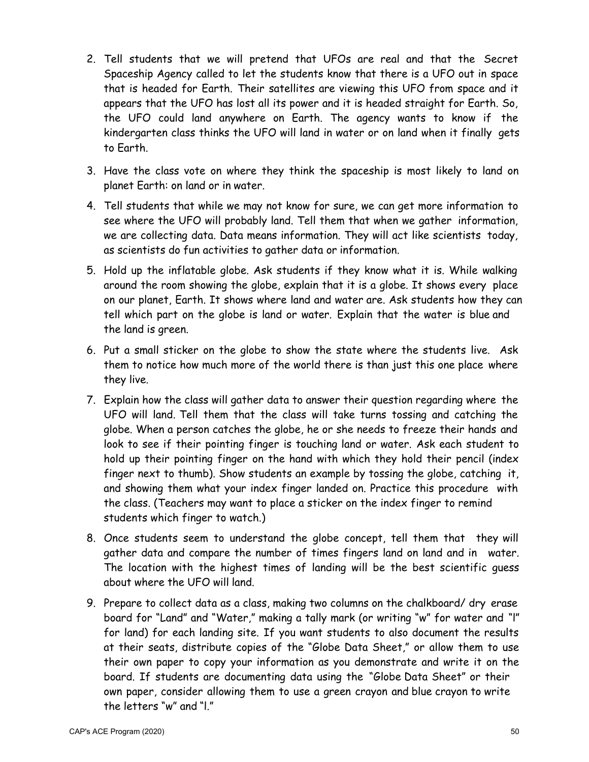2. Tell students that we will pretend that UFOs are real and that the Secret Spaceship Agency called to let the students know that there is a UFO out in space that is headed for Earth. Their satellites are viewing this UFO from space and it appears that the UFO has lost all its power and it is headed straight for Earth. So, the UFO could land anywhere on Earth. The agency wants to know if the kindergarten class thinks the UFO will land in water or on land when it finally gets to Earth.

3. Have the class vote on where they think the spaceship is most likely to land on planet Earth: on land or in water.

4. Tell students that while we may not know for sure, we can get more information to see where the UFO will probably land. Tell them that when we gather information, we are collecting data. Data means information. They will act like scientists today, as scientists do fun activities to gather data or information.

5. Hold up the inflatable globe. Ask students if they know what it is. While walking around the room showing the globe, explain that it is a globe. It shows every place on our planet, Earth. It shows where land and water are. Ask students how they can tell which part on the globe is land or water. Explain that the water is blue and the land is green.

6. Put a small sticker on the globe to show the state where the students live. Ask them to notice how much more of the world there is than just this one place where they live.

7. Explain how the class will gather data to answer their question regarding where the UFO will land. Tell them that the class will take turns tossing and catching the globe. When a person catches the globe, he or she needs to freeze their hands and look to see if their pointing finger is touching land or water. Ask each student to hold up their pointing finger on the hand with which they hold their pencil (index finger next to thumb). Show students an example by tossing the globe, catching it, and showing them what your index finger landed on. Practice this procedure with the class. (Teachers may want to place a sticker on the index finger to remind students which finger to watch.)

8. Once students seem to understand the globe concept, tell them that they will gather data and compare the number of times fingers land on land and in water. The location with the highest times of landing will be the best scientific guess about where the UFO will land.

9. Prepare to collect data as a class, making two columns on the chalkboard/ dry erase board for "Land" and "Water," making a tally mark (or writing "w" for water and "l" for land) for each landing site. If you want students to also document the results at their seats, distribute copies of the "Globe Data Sheet," or allow them to use their own paper to copy your information as you demonstrate and write it on the board. If students are documenting data using the "Globe Data Sheet" or their own paper, consider allowing them to use a green crayon and blue crayon to write the letters "w" and "l."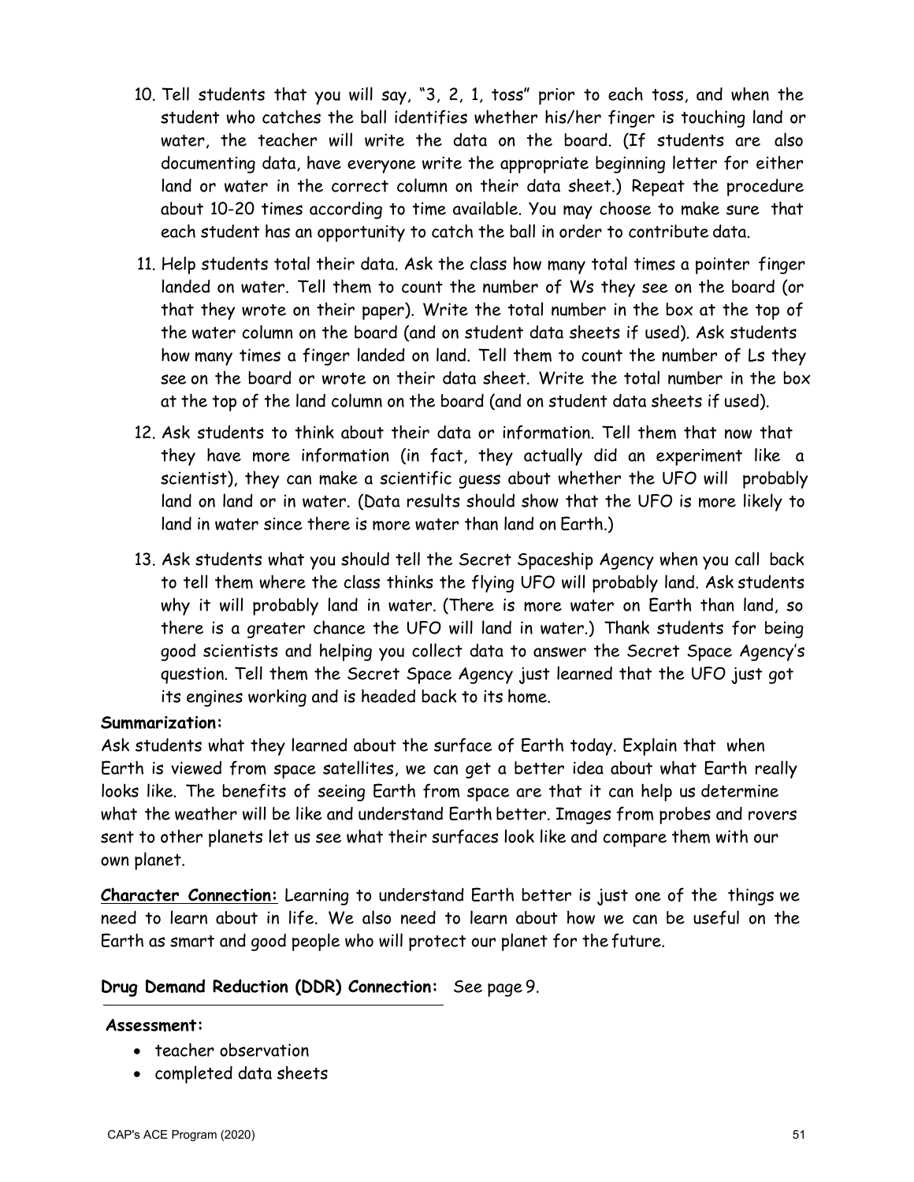10. Tell students that you will say, "3, 2, 1, toss" prior to each toss, and when the student who catches the ball identifies whether his/her finger is touching land or water, the teacher will write the data on the board. (If students are also documenting data, have everyone write the appropriate beginning letter for either land or water in the correct column on their data sheet.) Repeat the procedure about 10-20 times according to time available. You may choose to make sure that each student has an opportunity to catch the ball in order to contribute data.

11. Help students total their data. Ask the class how many total times a pointer finger landed on water. Tell them to count the number of Ws they see on the board (or that they wrote on their paper). Write the total number in the box at the top of the water column on the board (and on student data sheets if used). Ask students how many times a finger landed on land. Tell them to count the number of Ls they see on the board or wrote on their data sheet. Write the total number in the box at the top of the land column on the board (and on student data sheets if used).

12. Ask students to think about their data or information. Tell them that now that they have more information (in fact, they actually did an experiment like a scientist), they can make a scientific guess about whether the UFO will probably land on land or in water. (Data results should show that the UFO is more likely to land in water since there is more water than land on Earth.)

13. Ask students what you should tell the Secret Spaceship Agency when you call back to tell them where the class thinks the flying UFO will probably land. Ask students why it will probably land in water. (There is more water on Earth than land, so there is a greater chance the UFO will land in water.) Thank students for being good scientists and helping you collect data to answer the Secret Space Agency's question. Tell them the Secret Space Agency just learned that the UFO just got its engines working and is headed back to its home.

**Summarization:**
Ask students what they learned about the surface of Earth today. Explain that when Earth is viewed from space satellites, we can get a better idea about what Earth really looks like. The benefits of seeing Earth from space are that it can help us determine what the weather will be like and understand Earth better. Images from probes and rovers sent to other planets let us see what their surfaces look like and compare them with our own planet.

**Character Connection:** Learning to understand Earth better is just one of the things we need to learn about in life. We also need to learn about how we can be useful on the Earth as smart and good people who will protect our planet for the future.

**Drug Demand Reduction (DDR) Connection:** See page 9.

**Assessment:**

- teacher observation
- completed data sheets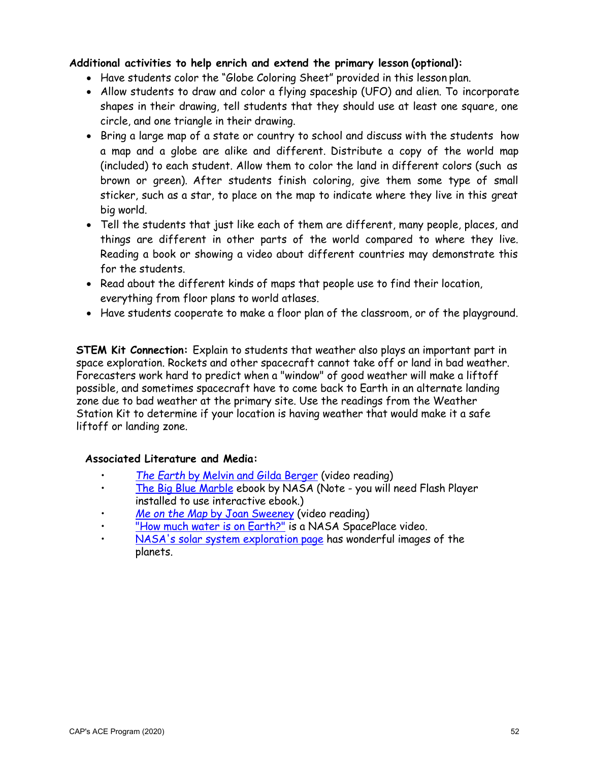**Additional activities to help enrich and extend the primary lesson (optional):**

- Have students color the “Globe Coloring Sheet” provided in this lesson plan.
- Allow students to draw and color a flying spaceship (UFO) and alien. To incorporate shapes in their drawing, tell students that they should use at least one square, one circle, and one triangle in their drawing.
- Bring a large map of a state or country to school and discuss with the students how a map and a globe are alike and different. Distribute a copy of the world map (included) to each student. Allow them to color the land in different colors (such as brown or green). After students finish coloring, give them some type of small sticker, such as a star, to place on the map to indicate where they live in this great big world.
- Tell the students that just like each of them are different, many people, places, and things are different in other parts of the world compared to where they live. Reading a book or showing a video about different countries may demonstrate this for the students.
- Read about the different kinds of maps that people use to find their location, everything from floor plans to world atlases.
- Have students cooperate to make a floor plan of the classroom, or of the playground.

**STEM Kit Connection:** Explain to students that weather also plays an important part in space exploration. Rockets and other spacecraft cannot take off or land in bad weather. Forecasters work hard to predict when a "window" of good weather will make a liftoff possible, and sometimes spacecraft have to come back to Earth in an alternate landing zone due to bad weather at the primary site. Use the readings from the Weather Station Kit to determine if your location is having weather that would make it a safe liftoff or landing zone.

**Associated Literature and Media:**

- *The Earth* by Melvin and Gilda Berger (video reading)
- The Big Blue Marble ebook by NASA (Note - you will need Flash Player installed to use interactive ebook.)
- *Me on the Map* by Joan Sweeney (video reading)
- "How much water is on Earth?" is a NASA SpacePlace video.
- NASA's solar system exploration page has wonderful images of the planets.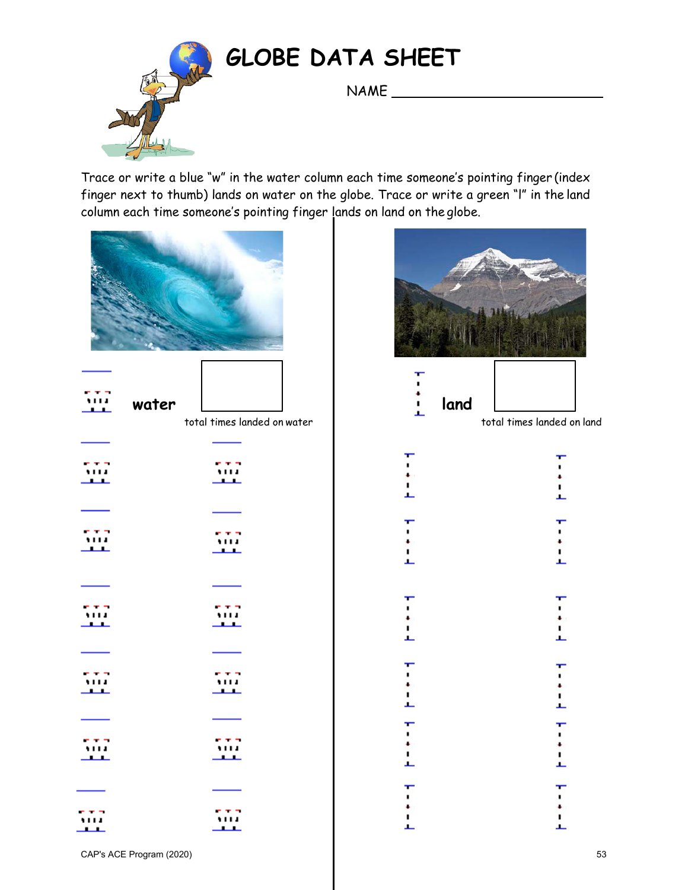# GLOBE DATA SHEET

NAME ______________________________

Trace or write a blue "w" in the water column each time someone's pointing finger (index finger next to thumb) lands on water on the globe. Trace or write a green "l" in the land column each time someone's pointing finger lands on land on the globe.

**water** 

total times landed on water

**land**

total times landed on land

CAP's ACE Program (2020)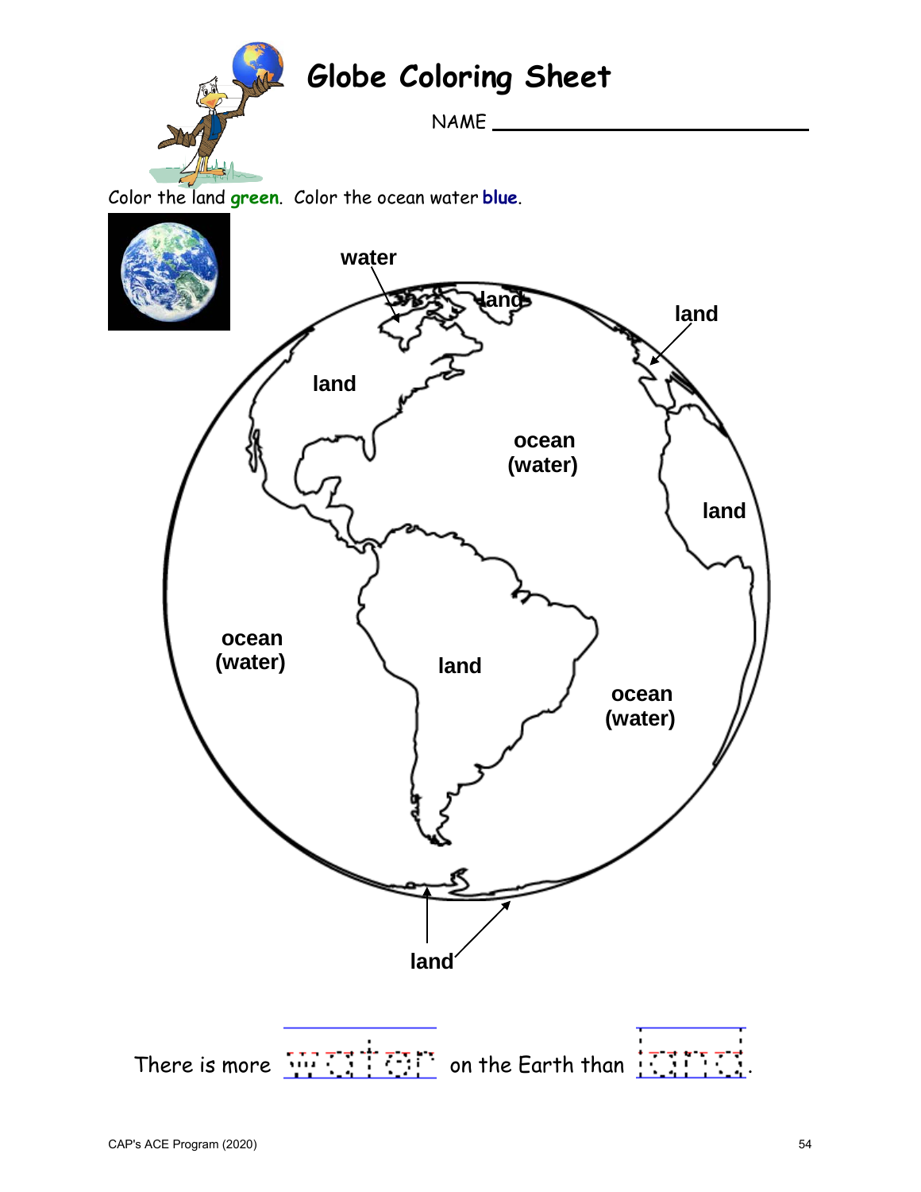# Globe Coloring Sheet

NAME ______________________________

Color the land **green**. Color the ocean water **blue**.

water

land

land

land

ocean (water)

land

ocean (water)

land

ocean (water)

land

There is more water on the Earth than land.

CAP's ACE Program (2020)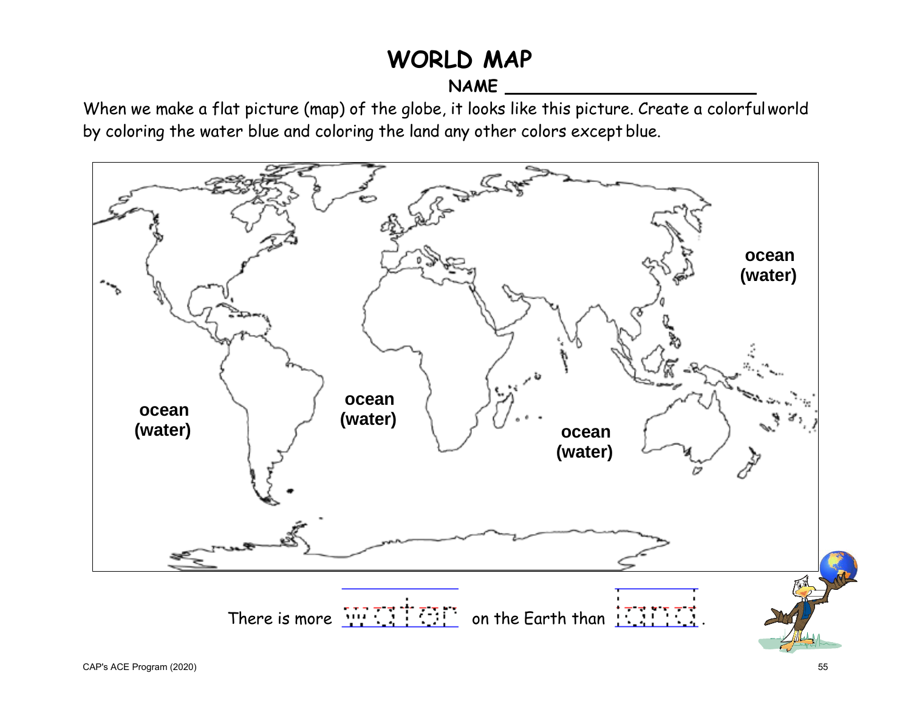# WORLD MAP

**NAME** ________________________

When we make a flat picture (map) of the globe, it looks like this picture. Create a colorful world by coloring the water blue and coloring the land any other colors except blue.

**ocean (water)**

**ocean (water)**

**ocean (water)**

**ocean (water)**

There is more water on the Earth than land.

CAP's ACE Program (2020)